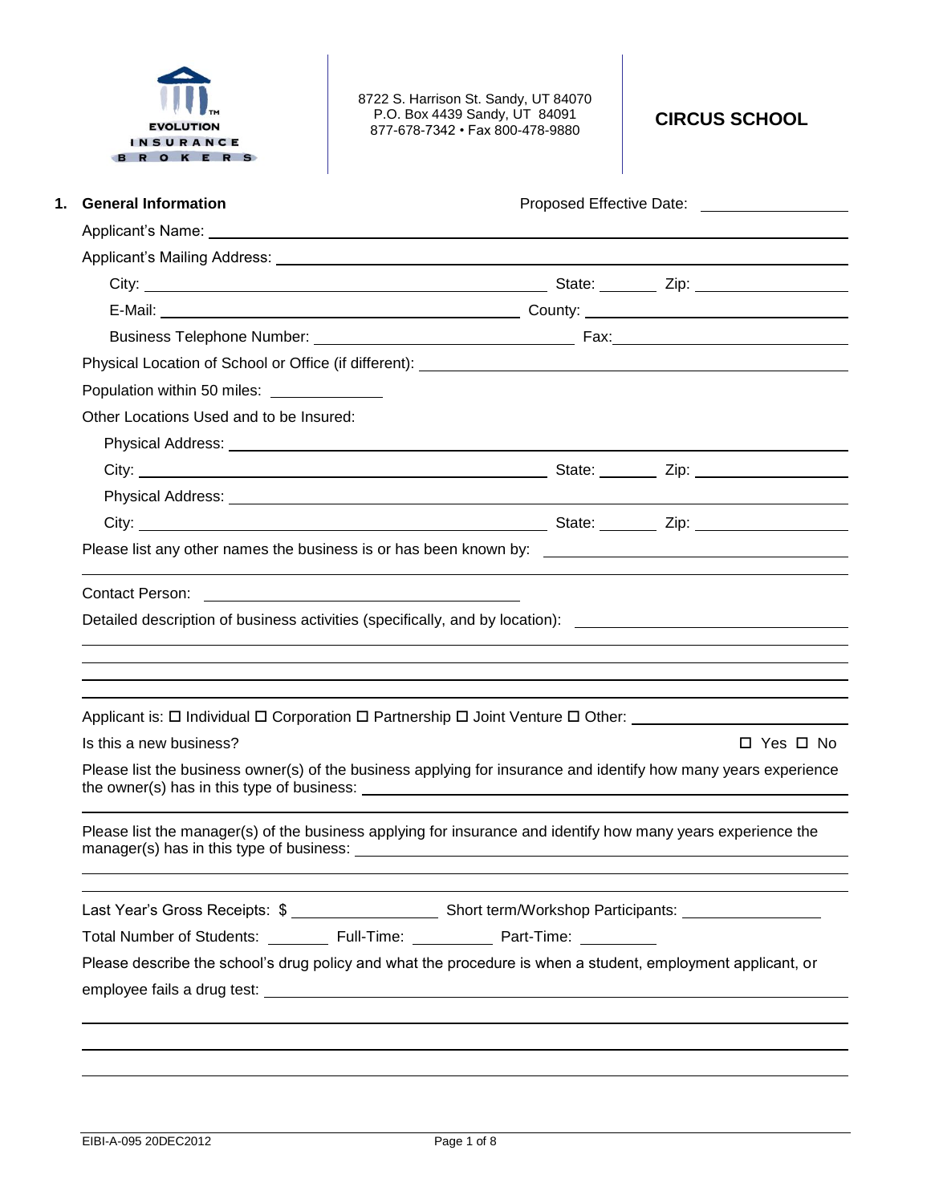EVOLUTION INSURANCE BROKERS

8722 S. Harrison St. Sandy, UT 84070
P.O. Box 4439 Sandy, UT 84091
877-678-7342 • Fax 800-478-9880

# CIRCUS SCHOOL

## 1. General Information

Proposed Effective Date: ______________

Applicant's Name: ______________

Applicant's Mailing Address: ______________

City: ______________ State: ______ Zip: ______________

E-Mail: ______________ County: ______________

Business Telephone Number: ______________ Fax: ______________

Physical Location of School or Office (if different): ______________

Population within 50 miles: ______________

Other Locations Used and to be Insured:

Physical Address: ______________

City: ______________ State: ______ Zip: ______________

Physical Address: ______________

City: ______________ State: ______ Zip: ______________

Please list any other names the business is or has been known by: ______________

Contact Person: ______________

Detailed description of business activities (specifically, and by location): ______________

Applicant is: ☐ Individual ☐ Corporation ☐ Partnership ☐ Joint Venture ☐ Other: ______________

Is this a new business? ☐ Yes ☐ No

Please list the business owner(s) of the business applying for insurance and identify how many years experience the owner(s) has in this type of business: ______________

Please list the manager(s) of the business applying for insurance and identify how many years experience the manager(s) has in this type of business: ______________

Last Year's Gross Receipts: $ ______________ Short term/Workshop Participants: ______________

Total Number of Students: ______ Full-Time: ______ Part-Time: ______

Please describe the school's drug policy and what the procedure is when a student, employment applicant, or employee fails a drug test: ______________

EIBI-A-095 20DEC2012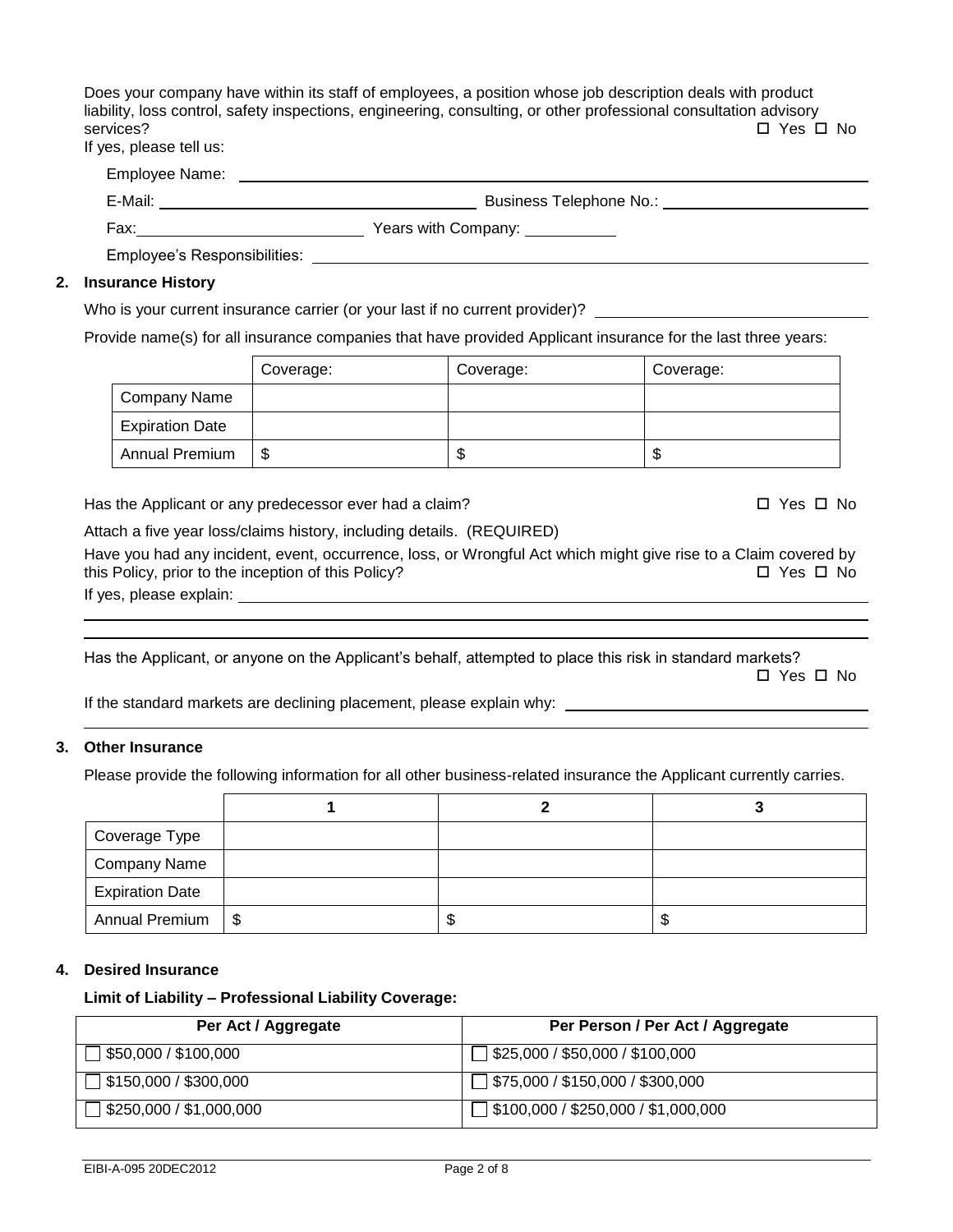Does your company have within its staff of employees, a position whose job description deals with product liability, loss control, safety inspections, engineering, consulting, or other professional consultation advisory services? ☐ Yes ☐ No

If yes, please tell us:

Employee Name: ______________________________

E-Mail: ______________________ Business Telephone No.: ______________________

Fax: ______________________ Years with Company: ____________

Employee's Responsibilities: ______________________________

## 2. Insurance History

Who is your current insurance carrier (or your last if no current provider)? ______________________

Provide name(s) for all insurance companies that have provided Applicant insurance for the last three years:

| | Coverage: | Coverage: | Coverage: |
|---|---|---|---|
| Company Name | | | |
| Expiration Date | | | |
| Annual Premium | $ | $ | $ |

Has the Applicant or any predecessor ever had a claim? ☐ Yes ☐ No

Attach a five year loss/claims history, including details. (REQUIRED)

Have you had any incident, event, occurrence, loss, or Wrongful Act which might give rise to a Claim covered by this Policy, prior to the inception of this Policy? ☐ Yes ☐ No

If yes, please explain: ______________________________

Has the Applicant, or anyone on the Applicant's behalf, attempted to place this risk in standard markets? ☐ Yes ☐ No

If the standard markets are declining placement, please explain why: ______________________

## 3. Other Insurance

Please provide the following information for all other business-related insurance the Applicant currently carries.

| | 1 | 2 | 3 |
|---|---|---|---|
| Coverage Type | | | |
| Company Name | | | |
| Expiration Date | | | |
| Annual Premium | $ | $ | $ |

## 4. Desired Insurance

**Limit of Liability – Professional Liability Coverage:**

| Per Act / Aggregate | Per Person / Per Act / Aggregate |
|---|---|
| ☐ $50,000 / $100,000 | ☐ $25,000 / $50,000 / $100,000 |
| ☐ $150,000 / $300,000 | ☐ $75,000 / $150,000 / $300,000 |
| ☐ $250,000 / $1,000,000 | ☐ $100,000 / $250,000 / $1,000,000 |

EIBI-A-095 20DEC2012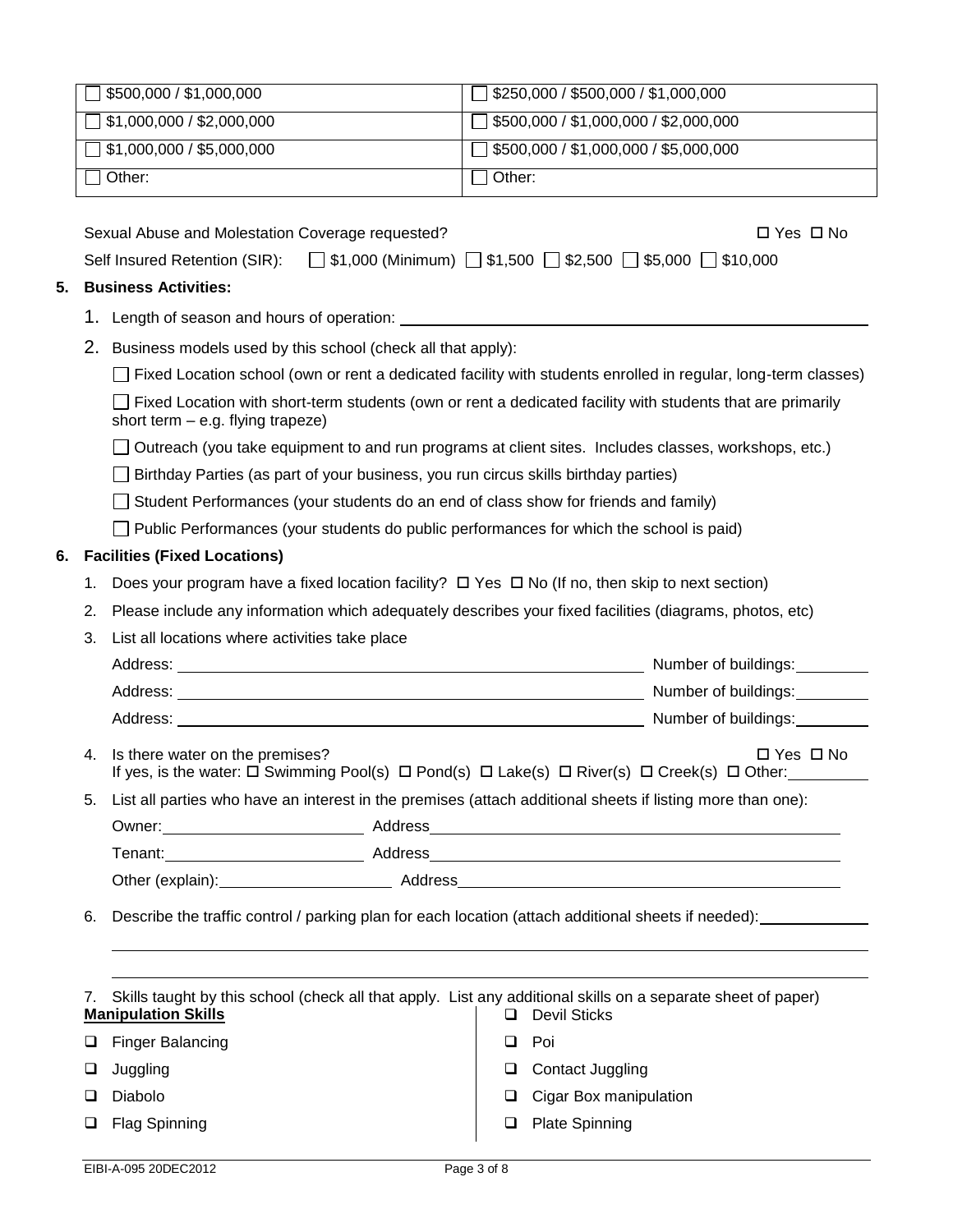| | |
|---|---|
| ☐ \$500,000 / \$1,000,000 | ☐ \$250,000 / \$500,000 / \$1,000,000 |
| ☐ \$1,000,000 / \$2,000,000 | ☐ \$500,000 / \$1,000,000 / \$2,000,000 |
| ☐ \$1,000,000 / \$5,000,000 | ☐ \$500,000 / \$1,000,000 / \$5,000,000 |
| ☐ Other: | ☐ Other: |

Sexual Abuse and Molestation Coverage requested? ☐ Yes ☐ No

Self Insured Retention (SIR): ☐ \$1,000 (Minimum) ☐ \$1,500 ☐ \$2,500 ☐ \$5,000 ☐ \$10,000

## 5. Business Activities:

1. Length of season and hours of operation: ____________________
2. Business models used by this school (check all that apply):

   ☐ Fixed Location school (own or rent a dedicated facility with students enrolled in regular, long-term classes)

   ☐ Fixed Location with short-term students (own or rent a dedicated facility with students that are primarily short term – e.g. flying trapeze)

   ☐ Outreach (you take equipment to and run programs at client sites. Includes classes, workshops, etc.)

   ☐ Birthday Parties (as part of your business, you run circus skills birthday parties)

   ☐ Student Performances (your students do an end of class show for friends and family)

   ☐ Public Performances (your students do public performances for which the school is paid)

## 6. Facilities (Fixed Locations)

1. Does your program have a fixed location facility? ☐ Yes ☐ No (If no, then skip to next section)
2. Please include any information which adequately describes your fixed facilities (diagrams, photos, etc)
3. List all locations where activities take place

   Address: ____________________ Number of buildings: ________

   Address: ____________________ Number of buildings: ________

   Address: ____________________ Number of buildings: ________

4. Is there water on the premises? ☐ Yes ☐ No

   If yes, is the water: ☐ Swimming Pool(s) ☐ Pond(s) ☐ Lake(s) ☐ River(s) ☐ Creek(s) ☐ Other: ________

5. List all parties who have an interest in the premises (attach additional sheets if listing more than one):

   Owner: ____________ Address ____________________

   Tenant: ____________ Address ____________________

   Other (explain): ____________ Address ____________________

6. Describe the traffic control / parking plan for each location (attach additional sheets if needed): ____________________

   ____________________

   ____________________

7. Skills taught by this school (check all that apply. List any additional skills on a separate sheet of paper)

**Manipulation Skills**

- ☐ Finger Balancing
- ☐ Juggling
- ☐ Diabolo
- ☐ Flag Spinning
- ☐ Devil Sticks
- ☐ Poi
- ☐ Contact Juggling
- ☐ Cigar Box manipulation
- ☐ Plate Spinning

EIBI-A-095 20DEC2012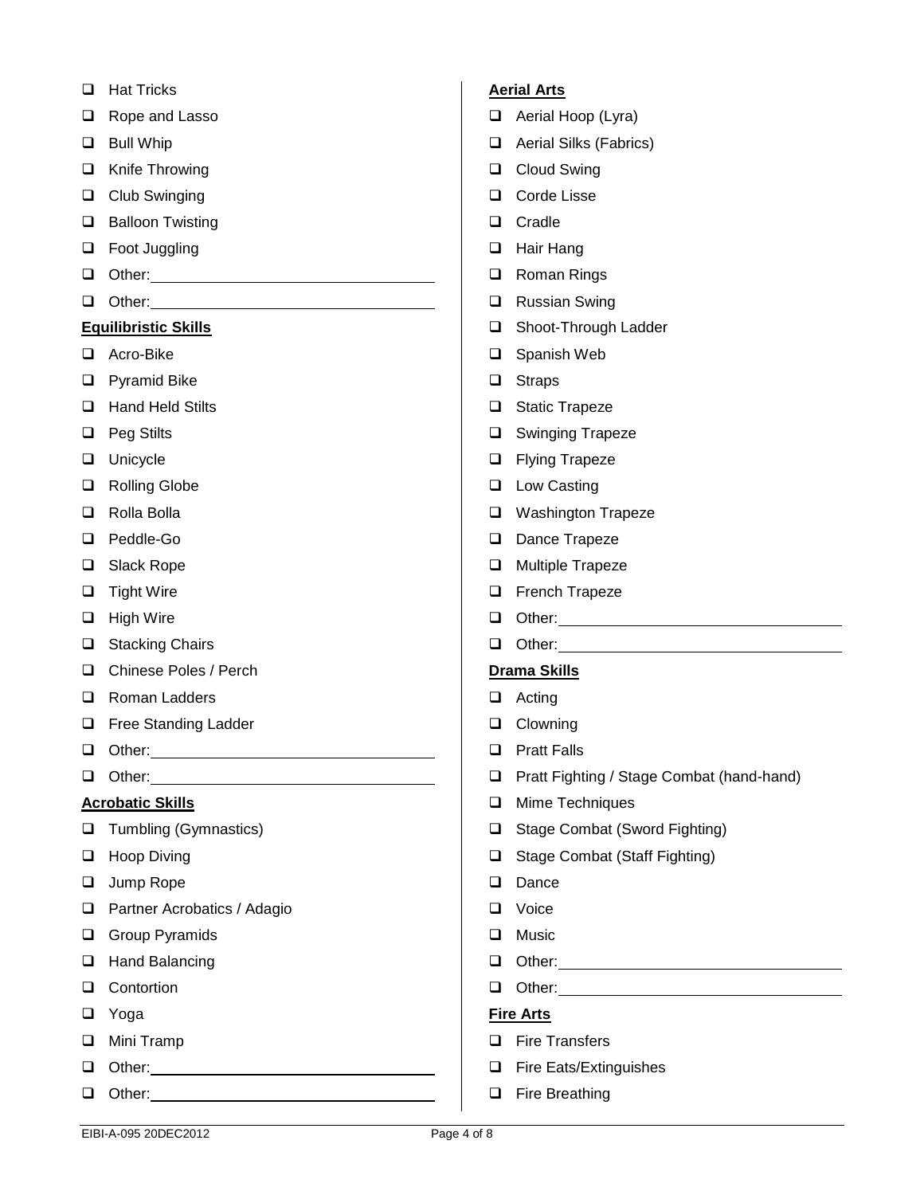- ☐ Hat Tricks
- ☐ Rope and Lasso
- ☐ Bull Whip
- ☐ Knife Throwing
- ☐ Club Swinging
- ☐ Balloon Twisting
- ☐ Foot Juggling
- ☐ Other: ______________________
- ☐ Other: ______________________

**Equilibristic Skills**

- ☐ Acro-Bike
- ☐ Pyramid Bike
- ☐ Hand Held Stilts
- ☐ Peg Stilts
- ☐ Unicycle
- ☐ Rolling Globe
- ☐ Rolla Bolla
- ☐ Peddle-Go
- ☐ Slack Rope
- ☐ Tight Wire
- ☐ High Wire
- ☐ Stacking Chairs
- ☐ Chinese Poles / Perch
- ☐ Roman Ladders
- ☐ Free Standing Ladder
- ☐ Other: ______________________
- ☐ Other: ______________________

**Acrobatic Skills**

- ☐ Tumbling (Gymnastics)
- ☐ Hoop Diving
- ☐ Jump Rope
- ☐ Partner Acrobatics / Adagio
- ☐ Group Pyramids
- ☐ Hand Balancing
- ☐ Contortion
- ☐ Yoga
- ☐ Mini Tramp
- ☐ Other: ______________________
- ☐ Other: ______________________

**Aerial Arts**

- ☐ Aerial Hoop (Lyra)
- ☐ Aerial Silks (Fabrics)
- ☐ Cloud Swing
- ☐ Corde Lisse
- ☐ Cradle
- ☐ Hair Hang
- ☐ Roman Rings
- ☐ Russian Swing
- ☐ Shoot-Through Ladder
- ☐ Spanish Web
- ☐ Straps
- ☐ Static Trapeze
- ☐ Swinging Trapeze
- ☐ Flying Trapeze
- ☐ Low Casting
- ☐ Washington Trapeze
- ☐ Dance Trapeze
- ☐ Multiple Trapeze
- ☐ French Trapeze
- ☐ Other: ______________________
- ☐ Other: ______________________

**Drama Skills**

- ☐ Acting
- ☐ Clowning
- ☐ Pratt Falls
- ☐ Pratt Fighting / Stage Combat (hand-hand)
- ☐ Mime Techniques
- ☐ Stage Combat (Sword Fighting)
- ☐ Stage Combat (Staff Fighting)
- ☐ Dance
- ☐ Voice
- ☐ Music
- ☐ Other: ______________________
- ☐ Other: ______________________

**Fire Arts**

- ☐ Fire Transfers
- ☐ Fire Eats/Extinguishes
- ☐ Fire Breathing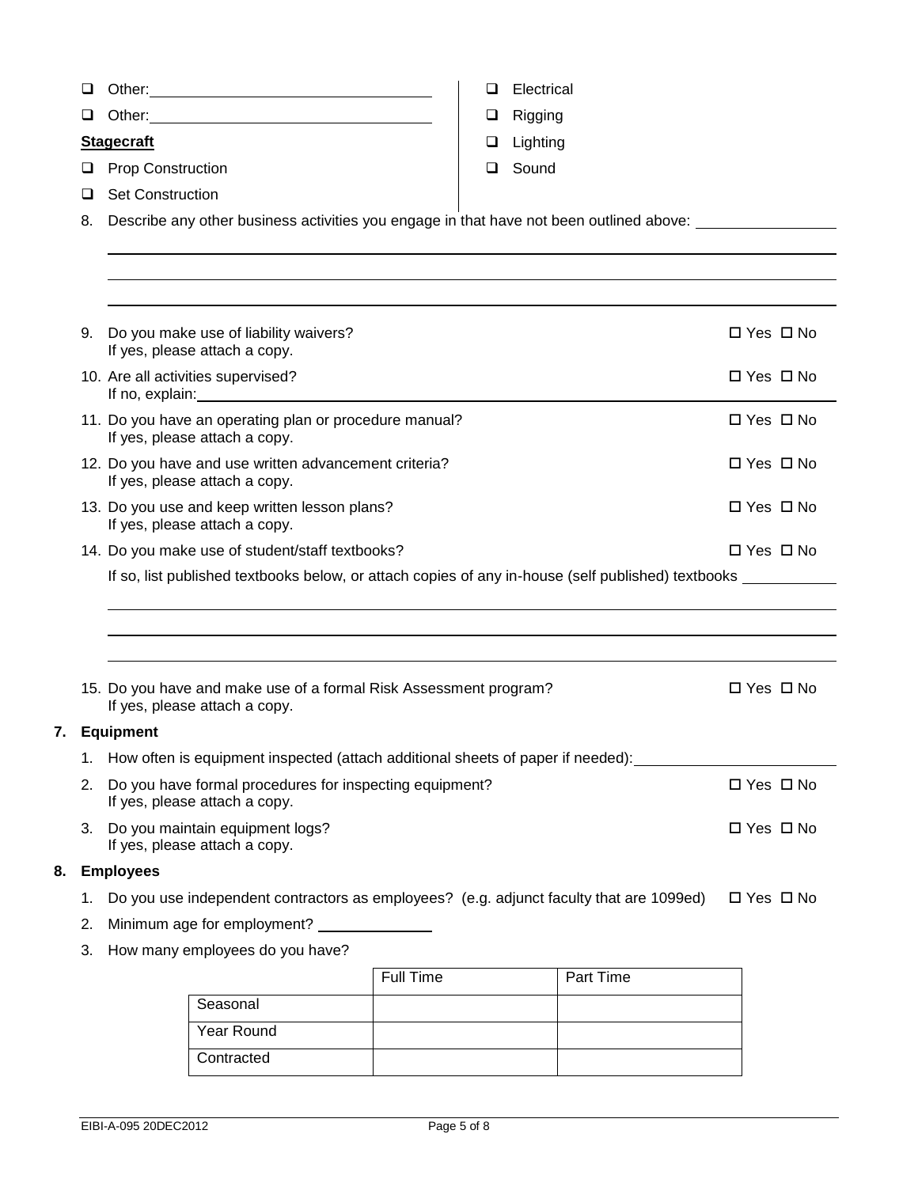- ☐ Other: ______________________
- ☐ Other: ______________________

**Stagecraft**

- ☐ Prop Construction
- ☐ Set Construction
- ☐ Electrical
- ☐ Rigging
- ☐ Lighting
- ☐ Sound

8. Describe any other business activities you engage in that have not been outlined above: ______________________

9. Do you make use of liability waivers? ☐ Yes ☐ No
   If yes, please attach a copy.
10. Are all activities supervised? ☐ Yes ☐ No
    If no, explain: ______________________
11. Do you have an operating plan or procedure manual? ☐ Yes ☐ No
    If yes, please attach a copy.
12. Do you have and use written advancement criteria? ☐ Yes ☐ No
    If yes, please attach a copy.
13. Do you use and keep written lesson plans? ☐ Yes ☐ No
    If yes, please attach a copy.
14. Do you make use of student/staff textbooks? ☐ Yes ☐ No
    If so, list published textbooks below, or attach copies of any in-house (self published) textbooks ______________________
15. Do you have and make use of a formal Risk Assessment program? ☐ Yes ☐ No
    If yes, please attach a copy.

## 7. Equipment

1. How often is equipment inspected (attach additional sheets of paper if needed): ______________________
2. Do you have formal procedures for inspecting equipment? ☐ Yes ☐ No
   If yes, please attach a copy.
3. Do you maintain equipment logs? ☐ Yes ☐ No
   If yes, please attach a copy.

## 8. Employees

1. Do you use independent contractors as employees? (e.g. adjunct faculty that are 1099ed) ☐ Yes ☐ No
2. Minimum age for employment? ______________
3. How many employees do you have?

| | Full Time | Part Time |
|---|---|---|
| Seasonal | | |
| Year Round | | |
| Contracted | | |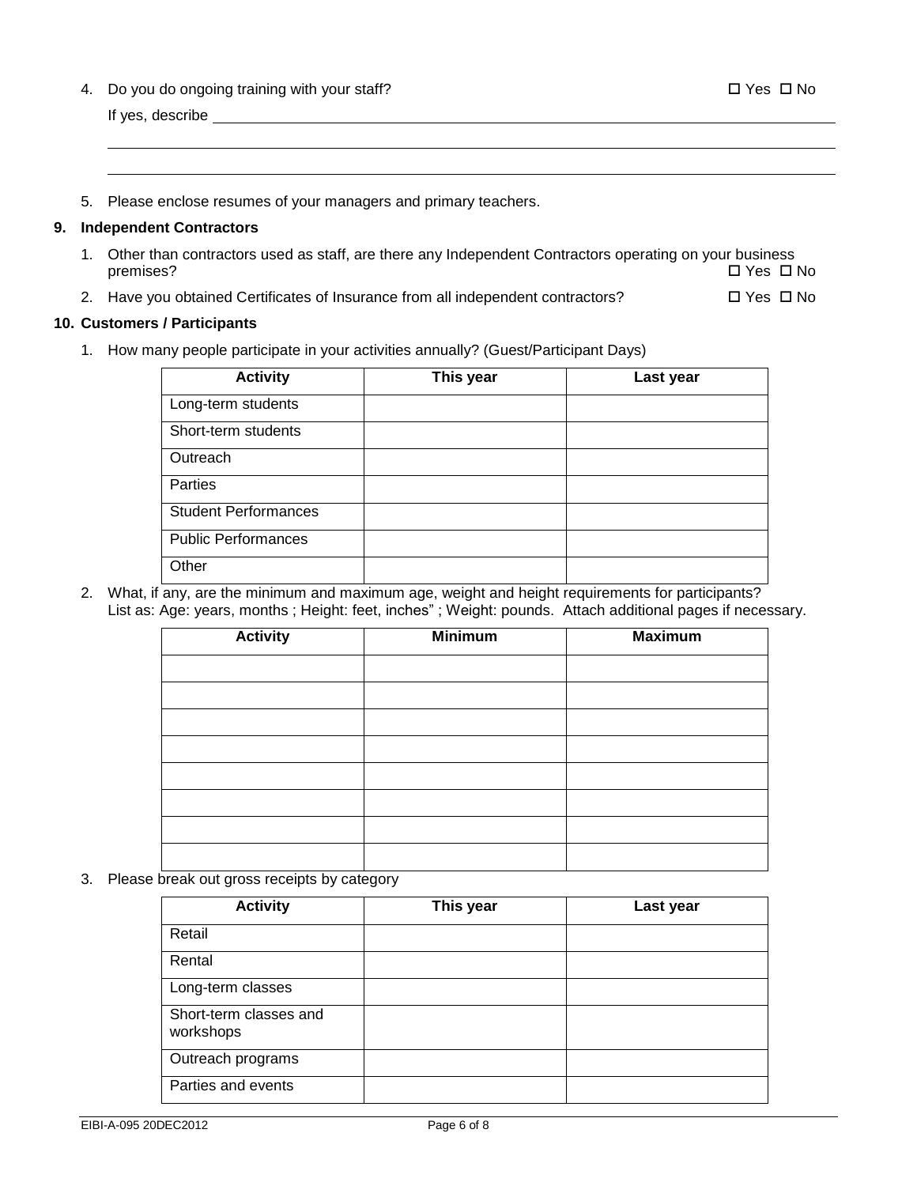4. Do you do ongoing training with your staff? ☐ Yes ☐ No

   If yes, describe ______________________________________________________________

   ______________________________________________________________________________

   ______________________________________________________________________________

5. Please enclose resumes of your managers and primary teachers.

## 9. Independent Contractors

1. Other than contractors used as staff, are there any Independent Contractors operating on your business premises? ☐ Yes ☐ No
2. Have you obtained Certificates of Insurance from all independent contractors? ☐ Yes ☐ No

## 10. Customers / Participants

1. How many people participate in your activities annually? (Guest/Participant Days)

| Activity | This year | Last year |
|---|---|---|
| Long-term students | | |
| Short-term students | | |
| Outreach | | |
| Parties | | |
| Student Performances | | |
| Public Performances | | |
| Other | | |

2. What, if any, are the minimum and maximum age, weight and height requirements for participants? List as: Age: years, months ; Height: feet, inches" ; Weight: pounds. Attach additional pages if necessary.

| Activity | Minimum | Maximum |
|---|---|---|
| | | |
| | | |
| | | |
| | | |
| | | |
| | | |
| | | |
| | | |

3. Please break out gross receipts by category

| Activity | This year | Last year |
|---|---|---|
| Retail | | |
| Rental | | |
| Long-term classes | | |
| Short-term classes and workshops | | |
| Outreach programs | | |
| Parties and events | | |

EIBI-A-095 20DEC2012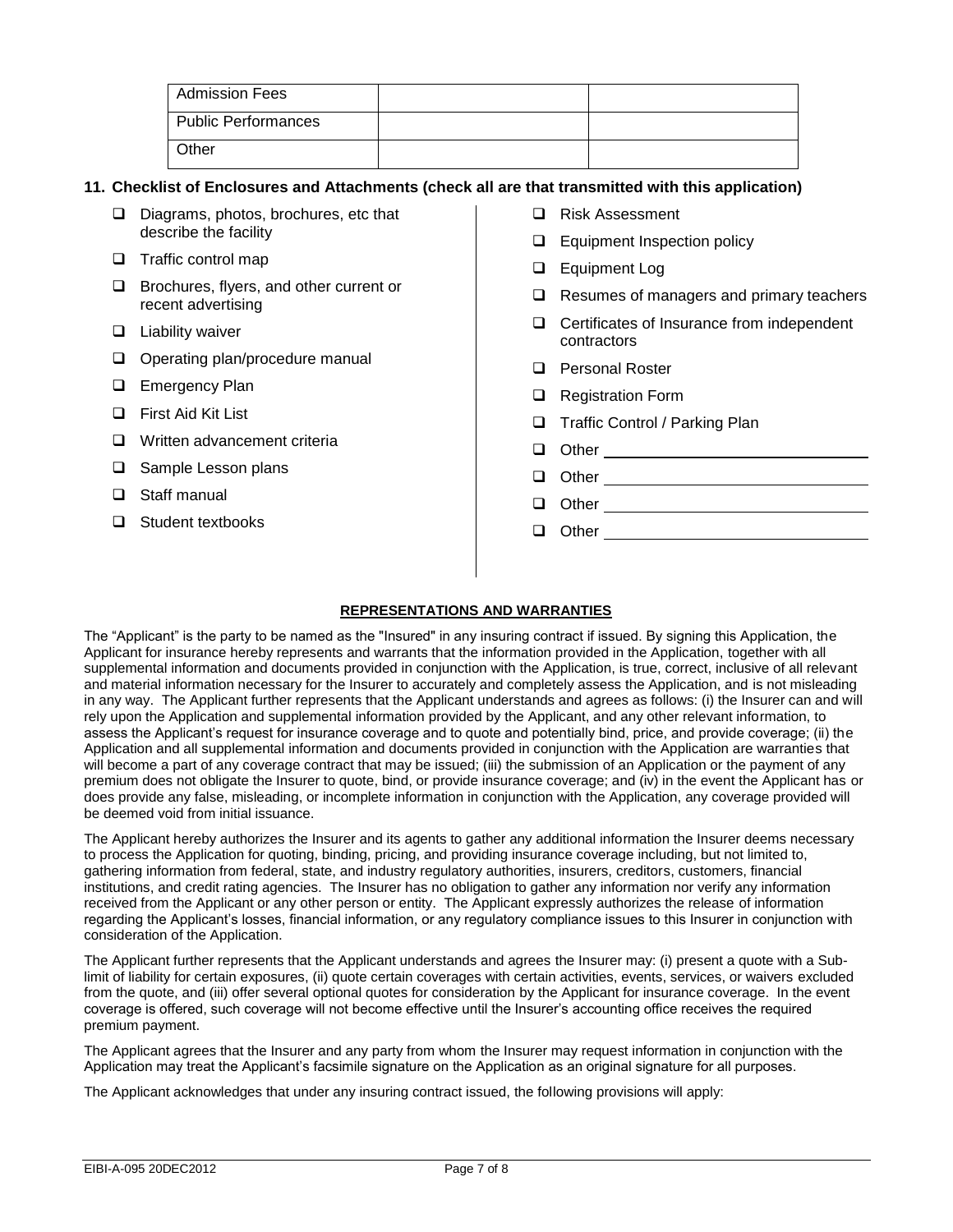| Admission Fees | | |
| --- | --- | --- |
| Public Performances | | |
| Other | | |

**11. Checklist of Enclosures and Attachments (check all are that transmitted with this application)**

- ☐ Diagrams, photos, brochures, etc that describe the facility
- ☐ Traffic control map
- ☐ Brochures, flyers, and other current or recent advertising
- ☐ Liability waiver
- ☐ Operating plan/procedure manual
- ☐ Emergency Plan
- ☐ First Aid Kit List
- ☐ Written advancement criteria
- ☐ Sample Lesson plans
- ☐ Staff manual
- ☐ Student textbooks
- ☐ Risk Assessment
- ☐ Equipment Inspection policy
- ☐ Equipment Log
- ☐ Resumes of managers and primary teachers
- ☐ Certificates of Insurance from independent contractors
- ☐ Personal Roster
- ☐ Registration Form
- ☐ Traffic Control / Parking Plan
- ☐ Other ______________________
- ☐ Other ______________________
- ☐ Other ______________________
- ☐ Other ______________________

**REPRESENTATIONS AND WARRANTIES**

The "Applicant" is the party to be named as the "Insured" in any insuring contract if issued. By signing this Application, the Applicant for insurance hereby represents and warrants that the information provided in the Application, together with all supplemental information and documents provided in conjunction with the Application, is true, correct, inclusive of all relevant and material information necessary for the Insurer to accurately and completely assess the Application, and is not misleading in any way. The Applicant further represents that the Applicant understands and agrees as follows: (i) the Insurer can and will rely upon the Application and supplemental information provided by the Applicant, and any other relevant information, to assess the Applicant's request for insurance coverage and to quote and potentially bind, price, and provide coverage; (ii) the Application and all supplemental information and documents provided in conjunction with the Application are warranties that will become a part of any coverage contract that may be issued; (iii) the submission of an Application or the payment of any premium does not obligate the Insurer to quote, bind, or provide insurance coverage; and (iv) in the event the Applicant has or does provide any false, misleading, or incomplete information in conjunction with the Application, any coverage provided will be deemed void from initial issuance.

The Applicant hereby authorizes the Insurer and its agents to gather any additional information the Insurer deems necessary to process the Application for quoting, binding, pricing, and providing insurance coverage including, but not limited to, gathering information from federal, state, and industry regulatory authorities, insurers, creditors, customers, financial institutions, and credit rating agencies. The Insurer has no obligation to gather any information nor verify any information received from the Applicant or any other person or entity. The Applicant expressly authorizes the release of information regarding the Applicant's losses, financial information, or any regulatory compliance issues to this Insurer in conjunction with consideration of the Application.

The Applicant further represents that the Applicant understands and agrees the Insurer may: (i) present a quote with a Sub-limit of liability for certain exposures, (ii) quote certain coverages with certain activities, events, services, or waivers excluded from the quote, and (iii) offer several optional quotes for consideration by the Applicant for insurance coverage. In the event coverage is offered, such coverage will not become effective until the Insurer's accounting office receives the required premium payment.

The Applicant agrees that the Insurer and any party from whom the Insurer may request information in conjunction with the Application may treat the Applicant's facsimile signature on the Application as an original signature for all purposes.

The Applicant acknowledges that under any insuring contract issued, the following provisions will apply:

EIBI-A-095 20DEC2012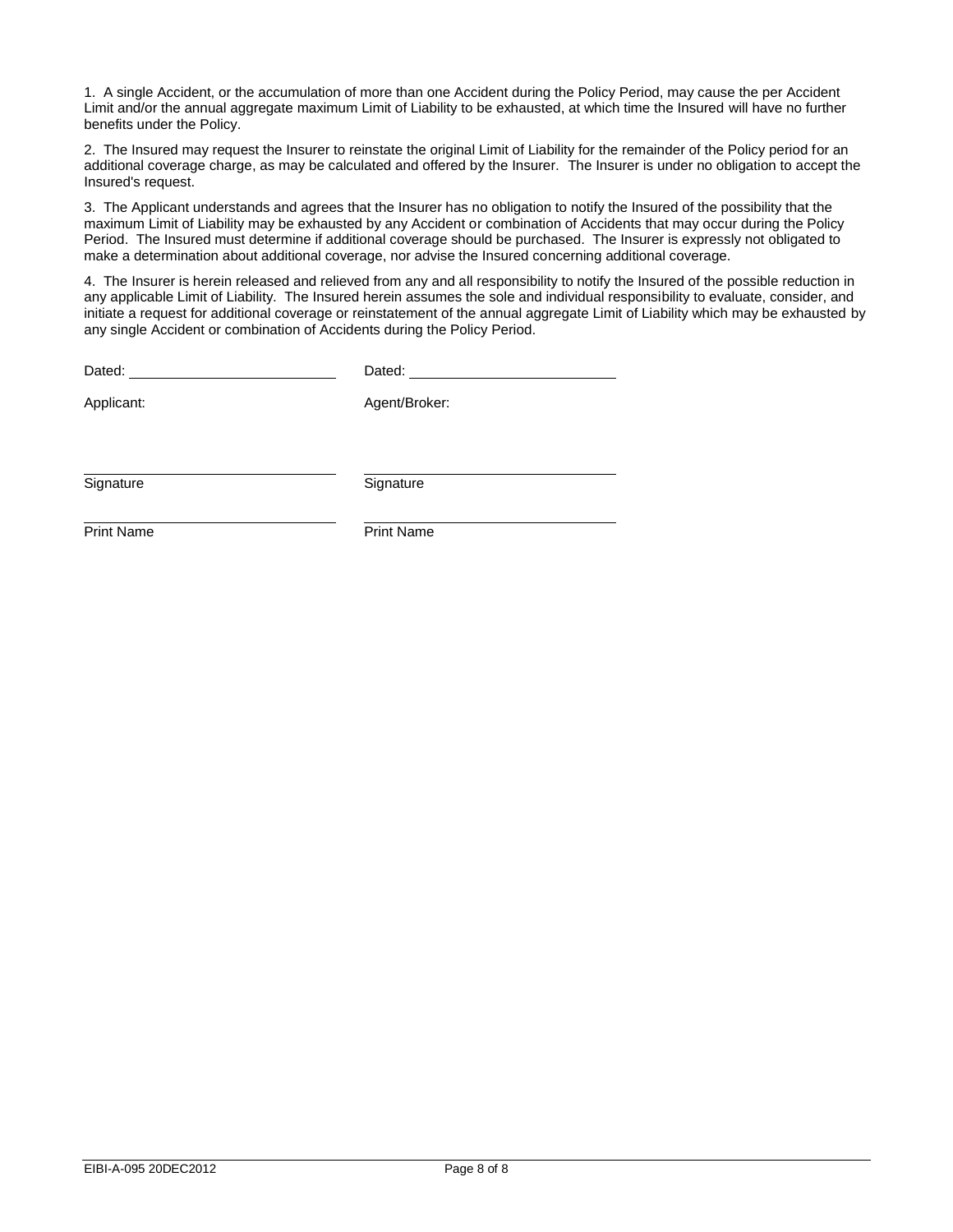1. A single Accident, or the accumulation of more than one Accident during the Policy Period, may cause the per Accident Limit and/or the annual aggregate maximum Limit of Liability to be exhausted, at which time the Insured will have no further benefits under the Policy.

2. The Insured may request the Insurer to reinstate the original Limit of Liability for the remainder of the Policy period for an additional coverage charge, as may be calculated and offered by the Insurer. The Insurer is under no obligation to accept the Insured's request.

3. The Applicant understands and agrees that the Insurer has no obligation to notify the Insured of the possibility that the maximum Limit of Liability may be exhausted by any Accident or combination of Accidents that may occur during the Policy Period. The Insured must determine if additional coverage should be purchased. The Insurer is expressly not obligated to make a determination about additional coverage, nor advise the Insured concerning additional coverage.

4. The Insurer is herein released and relieved from any and all responsibility to notify the Insured of the possible reduction in any applicable Limit of Liability. The Insured herein assumes the sole and individual responsibility to evaluate, consider, and initiate a request for additional coverage or reinstatement of the annual aggregate Limit of Liability which may be exhausted by any single Accident or combination of Accidents during the Policy Period.

| | |
|---|---|
| Dated: ______________________ | Dated: ______________________ |
| Applicant: | Agent/Broker: |
| ______________________ | ______________________ |
| Signature | Signature |
| ______________________ | ______________________ |
| Print Name | Print Name |

EIBI-A-095 20DEC2012